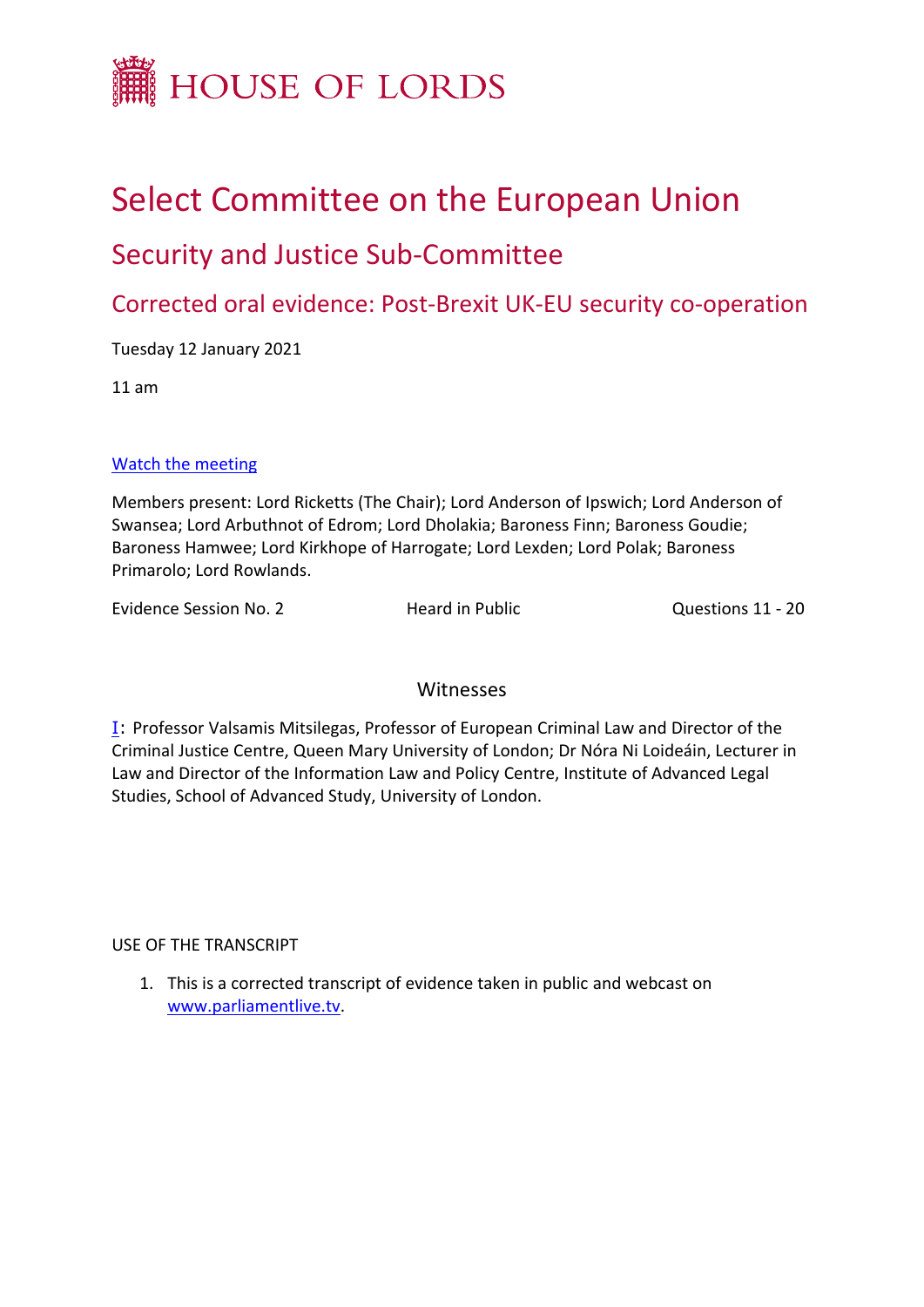# HOUSE OF LORDS

# Select Committee on the European Union

## Security and Justice Sub-Committee

### Corrected oral evidence: Post-Brexit UK-EU security co-operation

Tuesday 12 January 2021

11 am

[Watch the meeting](#)

Members present: Lord Ricketts (The Chair); Lord Anderson of Ipswich; Lord Anderson of Swansea; Lord Arbuthnot of Edrom; Lord Dholakia; Baroness Finn; Baroness Goudie; Baroness Hamwee; Lord Kirkhope of Harrogate; Lord Lexden; Lord Polak; Baroness Primarolo; Lord Rowlands.

Evidence Session No. 2 | Heard in Public | Questions 11 - 20

## Witnesses

I: Professor Valsamis Mitsilegas, Professor of European Criminal Law and Director of the Criminal Justice Centre, Queen Mary University of London; Dr Nóra Ni Loideáin, Lecturer in Law and Director of the Information Law and Policy Centre, Institute of Advanced Legal Studies, School of Advanced Study, University of London.

USE OF THE TRANSCRIPT

1. This is a corrected transcript of evidence taken in public and webcast on [www.parliamentlive.tv](www.parliamentlive.tv).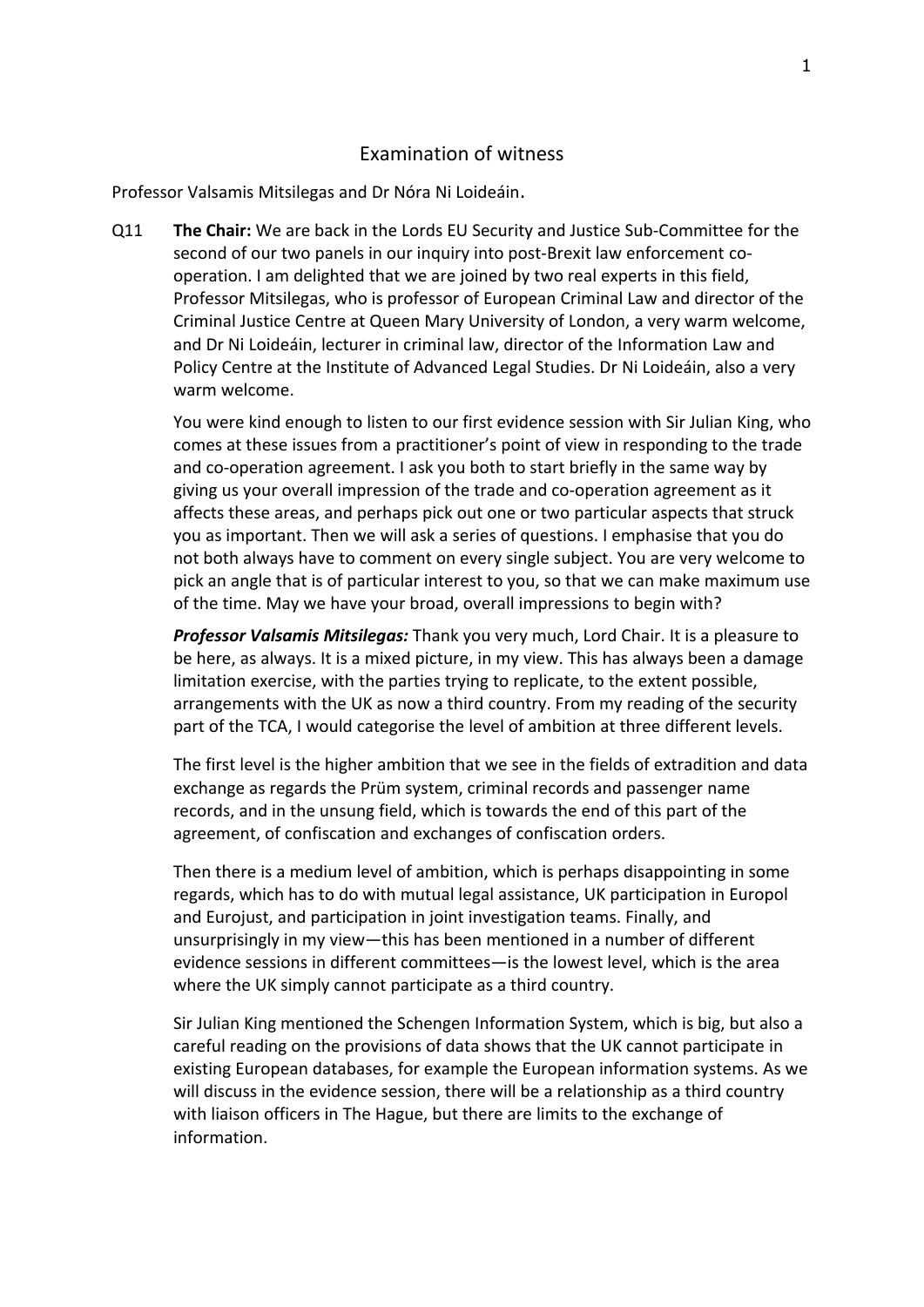## Examination of witness

Professor Valsamis Mitsilegas and Dr Nóra Ni Loideáin.

Q11 **The Chair:** We are back in the Lords EU Security and Justice Sub-Committee for the second of our two panels in our inquiry into post-Brexit law enforcement co-operation. I am delighted that we are joined by two real experts in this field, Professor Mitsilegas, who is professor of European Criminal Law and director of the Criminal Justice Centre at Queen Mary University of London, a very warm welcome, and Dr Ni Loideáin, lecturer in criminal law, director of the Information Law and Policy Centre at the Institute of Advanced Legal Studies. Dr Ni Loideáin, also a very warm welcome.

You were kind enough to listen to our first evidence session with Sir Julian King, who comes at these issues from a practitioner's point of view in responding to the trade and co-operation agreement. I ask you both to start briefly in the same way by giving us your overall impression of the trade and co-operation agreement as it affects these areas, and perhaps pick out one or two particular aspects that struck you as important. Then we will ask a series of questions. I emphasise that you do not both always have to comment on every single subject. You are very welcome to pick an angle that is of particular interest to you, so that we can make maximum use of the time. May we have your broad, overall impressions to begin with?

***Professor Valsamis Mitsilegas:*** Thank you very much, Lord Chair. It is a pleasure to be here, as always. It is a mixed picture, in my view. This has always been a damage limitation exercise, with the parties trying to replicate, to the extent possible, arrangements with the UK as now a third country. From my reading of the security part of the TCA, I would categorise the level of ambition at three different levels.

The first level is the higher ambition that we see in the fields of extradition and data exchange as regards the Prüm system, criminal records and passenger name records, and in the unsung field, which is towards the end of this part of the agreement, of confiscation and exchanges of confiscation orders.

Then there is a medium level of ambition, which is perhaps disappointing in some regards, which has to do with mutual legal assistance, UK participation in Europol and Eurojust, and participation in joint investigation teams. Finally, and unsurprisingly in my view—this has been mentioned in a number of different evidence sessions in different committees—is the lowest level, which is the area where the UK simply cannot participate as a third country.

Sir Julian King mentioned the Schengen Information System, which is big, but also a careful reading on the provisions of data shows that the UK cannot participate in existing European databases, for example the European information systems. As we will discuss in the evidence session, there will be a relationship as a third country with liaison officers in The Hague, but there are limits to the exchange of information.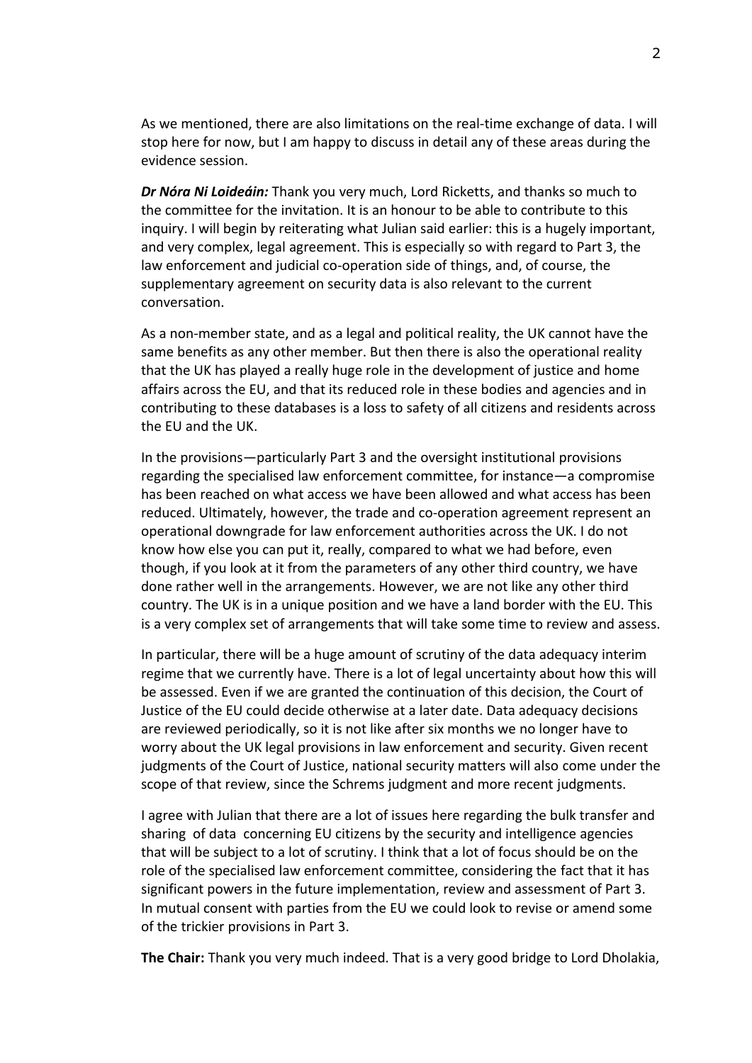As we mentioned, there are also limitations on the real-time exchange of data. I will stop here for now, but I am happy to discuss in detail any of these areas during the evidence session.

***Dr Nóra Ni Loideáin:*** Thank you very much, Lord Ricketts, and thanks so much to the committee for the invitation. It is an honour to be able to contribute to this inquiry. I will begin by reiterating what Julian said earlier: this is a hugely important, and very complex, legal agreement. This is especially so with regard to Part 3, the law enforcement and judicial co-operation side of things, and, of course, the supplementary agreement on security data is also relevant to the current conversation.

As a non-member state, and as a legal and political reality, the UK cannot have the same benefits as any other member. But then there is also the operational reality that the UK has played a really huge role in the development of justice and home affairs across the EU, and that its reduced role in these bodies and agencies and in contributing to these databases is a loss to safety of all citizens and residents across the EU and the UK.

In the provisions—particularly Part 3 and the oversight institutional provisions regarding the specialised law enforcement committee, for instance—a compromise has been reached on what access we have been allowed and what access has been reduced. Ultimately, however, the trade and co-operation agreement represent an operational downgrade for law enforcement authorities across the UK. I do not know how else you can put it, really, compared to what we had before, even though, if you look at it from the parameters of any other third country, we have done rather well in the arrangements. However, we are not like any other third country. The UK is in a unique position and we have a land border with the EU. This is a very complex set of arrangements that will take some time to review and assess.

In particular, there will be a huge amount of scrutiny of the data adequacy interim regime that we currently have. There is a lot of legal uncertainty about how this will be assessed. Even if we are granted the continuation of this decision, the Court of Justice of the EU could decide otherwise at a later date. Data adequacy decisions are reviewed periodically, so it is not like after six months we no longer have to worry about the UK legal provisions in law enforcement and security. Given recent judgments of the Court of Justice, national security matters will also come under the scope of that review, since the Schrems judgment and more recent judgments.

I agree with Julian that there are a lot of issues here regarding the bulk transfer and sharing of data concerning EU citizens by the security and intelligence agencies that will be subject to a lot of scrutiny. I think that a lot of focus should be on the role of the specialised law enforcement committee, considering the fact that it has significant powers in the future implementation, review and assessment of Part 3. In mutual consent with parties from the EU we could look to revise or amend some of the trickier provisions in Part 3.

**The Chair:** Thank you very much indeed. That is a very good bridge to Lord Dholakia,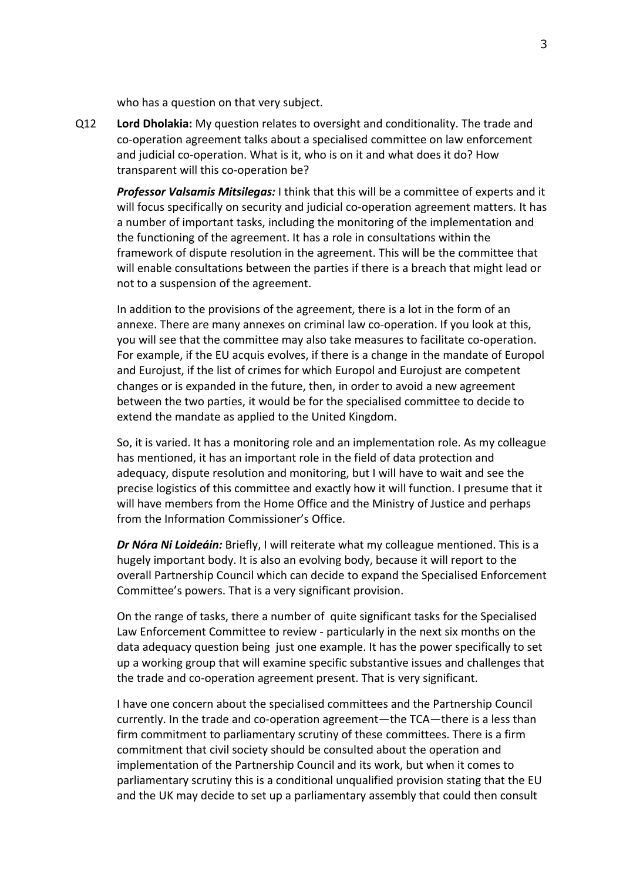who has a question on that very subject.

Q12 **Lord Dholakia:** My question relates to oversight and conditionality. The trade and co-operation agreement talks about a specialised committee on law enforcement and judicial co-operation. What is it, who is on it and what does it do? How transparent will this co-operation be?

***Professor Valsamis Mitsilegas:*** I think that this will be a committee of experts and it will focus specifically on security and judicial co-operation agreement matters. It has a number of important tasks, including the monitoring of the implementation and the functioning of the agreement. It has a role in consultations within the framework of dispute resolution in the agreement. This will be the committee that will enable consultations between the parties if there is a breach that might lead or not to a suspension of the agreement.

In addition to the provisions of the agreement, there is a lot in the form of an annexe. There are many annexes on criminal law co-operation. If you look at this, you will see that the committee may also take measures to facilitate co-operation. For example, if the EU acquis evolves, if there is a change in the mandate of Europol and Eurojust, if the list of crimes for which Europol and Eurojust are competent changes or is expanded in the future, then, in order to avoid a new agreement between the two parties, it would be for the specialised committee to decide to extend the mandate as applied to the United Kingdom.

So, it is varied. It has a monitoring role and an implementation role. As my colleague has mentioned, it has an important role in the field of data protection and adequacy, dispute resolution and monitoring, but I will have to wait and see the precise logistics of this committee and exactly how it will function. I presume that it will have members from the Home Office and the Ministry of Justice and perhaps from the Information Commissioner's Office.

***Dr Nóra Ni Loideáin:*** Briefly, I will reiterate what my colleague mentioned. This is a hugely important body. It is also an evolving body, because it will report to the overall Partnership Council which can decide to expand the Specialised Enforcement Committee's powers. That is a very significant provision.

On the range of tasks, there a number of quite significant tasks for the Specialised Law Enforcement Committee to review - particularly in the next six months on the data adequacy question being just one example. It has the power specifically to set up a working group that will examine specific substantive issues and challenges that the trade and co-operation agreement present. That is very significant.

I have one concern about the specialised committees and the Partnership Council currently. In the trade and co-operation agreement—the TCA—there is a less than firm commitment to parliamentary scrutiny of these committees. There is a firm commitment that civil society should be consulted about the operation and implementation of the Partnership Council and its work, but when it comes to parliamentary scrutiny this is a conditional unqualified provision stating that the EU and the UK may decide to set up a parliamentary assembly that could then consult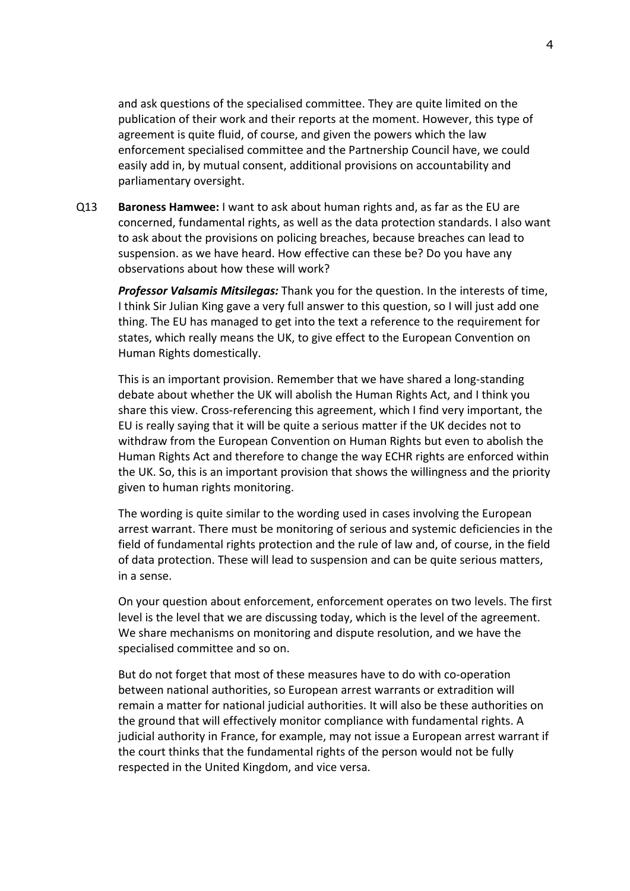and ask questions of the specialised committee. They are quite limited on the publication of their work and their reports at the moment. However, this type of agreement is quite fluid, of course, and given the powers which the law enforcement specialised committee and the Partnership Council have, we could easily add in, by mutual consent, additional provisions on accountability and parliamentary oversight.

Q13 **Baroness Hamwee:** I want to ask about human rights and, as far as the EU are concerned, fundamental rights, as well as the data protection standards. I also want to ask about the provisions on policing breaches, because breaches can lead to suspension. as we have heard. How effective can these be? Do you have any observations about how these will work?

***Professor Valsamis Mitsilegas:*** Thank you for the question. In the interests of time, I think Sir Julian King gave a very full answer to this question, so I will just add one thing. The EU has managed to get into the text a reference to the requirement for states, which really means the UK, to give effect to the European Convention on Human Rights domestically.

This is an important provision. Remember that we have shared a long-standing debate about whether the UK will abolish the Human Rights Act, and I think you share this view. Cross-referencing this agreement, which I find very important, the EU is really saying that it will be quite a serious matter if the UK decides not to withdraw from the European Convention on Human Rights but even to abolish the Human Rights Act and therefore to change the way ECHR rights are enforced within the UK. So, this is an important provision that shows the willingness and the priority given to human rights monitoring.

The wording is quite similar to the wording used in cases involving the European arrest warrant. There must be monitoring of serious and systemic deficiencies in the field of fundamental rights protection and the rule of law and, of course, in the field of data protection. These will lead to suspension and can be quite serious matters, in a sense.

On your question about enforcement, enforcement operates on two levels. The first level is the level that we are discussing today, which is the level of the agreement. We share mechanisms on monitoring and dispute resolution, and we have the specialised committee and so on.

But do not forget that most of these measures have to do with co-operation between national authorities, so European arrest warrants or extradition will remain a matter for national judicial authorities. It will also be these authorities on the ground that will effectively monitor compliance with fundamental rights. A judicial authority in France, for example, may not issue a European arrest warrant if the court thinks that the fundamental rights of the person would not be fully respected in the United Kingdom, and vice versa.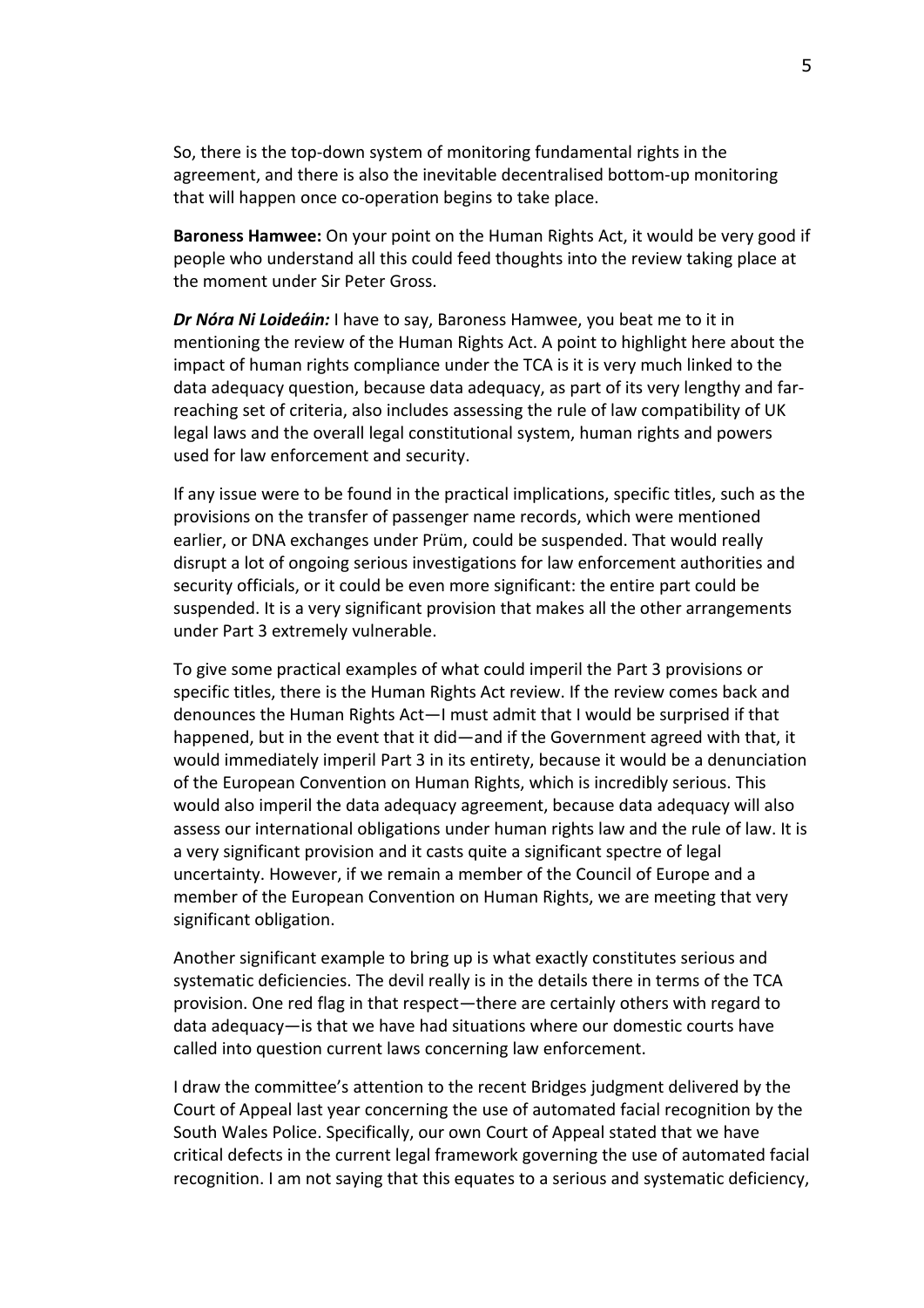So, there is the top-down system of monitoring fundamental rights in the agreement, and there is also the inevitable decentralised bottom-up monitoring that will happen once co-operation begins to take place.

**Baroness Hamwee:** On your point on the Human Rights Act, it would be very good if people who understand all this could feed thoughts into the review taking place at the moment under Sir Peter Gross.

***Dr Nóra Ni Loideáin:*** I have to say, Baroness Hamwee, you beat me to it in mentioning the review of the Human Rights Act. A point to highlight here about the impact of human rights compliance under the TCA is it is very much linked to the data adequacy question, because data adequacy, as part of its very lengthy and far-reaching set of criteria, also includes assessing the rule of law compatibility of UK legal laws and the overall legal constitutional system, human rights and powers used for law enforcement and security.

If any issue were to be found in the practical implications, specific titles, such as the provisions on the transfer of passenger name records, which were mentioned earlier, or DNA exchanges under Prüm, could be suspended. That would really disrupt a lot of ongoing serious investigations for law enforcement authorities and security officials, or it could be even more significant: the entire part could be suspended. It is a very significant provision that makes all the other arrangements under Part 3 extremely vulnerable.

To give some practical examples of what could imperil the Part 3 provisions or specific titles, there is the Human Rights Act review. If the review comes back and denounces the Human Rights Act—I must admit that I would be surprised if that happened, but in the event that it did—and if the Government agreed with that, it would immediately imperil Part 3 in its entirety, because it would be a denunciation of the European Convention on Human Rights, which is incredibly serious. This would also imperil the data adequacy agreement, because data adequacy will also assess our international obligations under human rights law and the rule of law. It is a very significant provision and it casts quite a significant spectre of legal uncertainty. However, if we remain a member of the Council of Europe and a member of the European Convention on Human Rights, we are meeting that very significant obligation.

Another significant example to bring up is what exactly constitutes serious and systematic deficiencies. The devil really is in the details there in terms of the TCA provision. One red flag in that respect—there are certainly others with regard to data adequacy—is that we have had situations where our domestic courts have called into question current laws concerning law enforcement.

I draw the committee's attention to the recent Bridges judgment delivered by the Court of Appeal last year concerning the use of automated facial recognition by the South Wales Police. Specifically, our own Court of Appeal stated that we have critical defects in the current legal framework governing the use of automated facial recognition. I am not saying that this equates to a serious and systematic deficiency,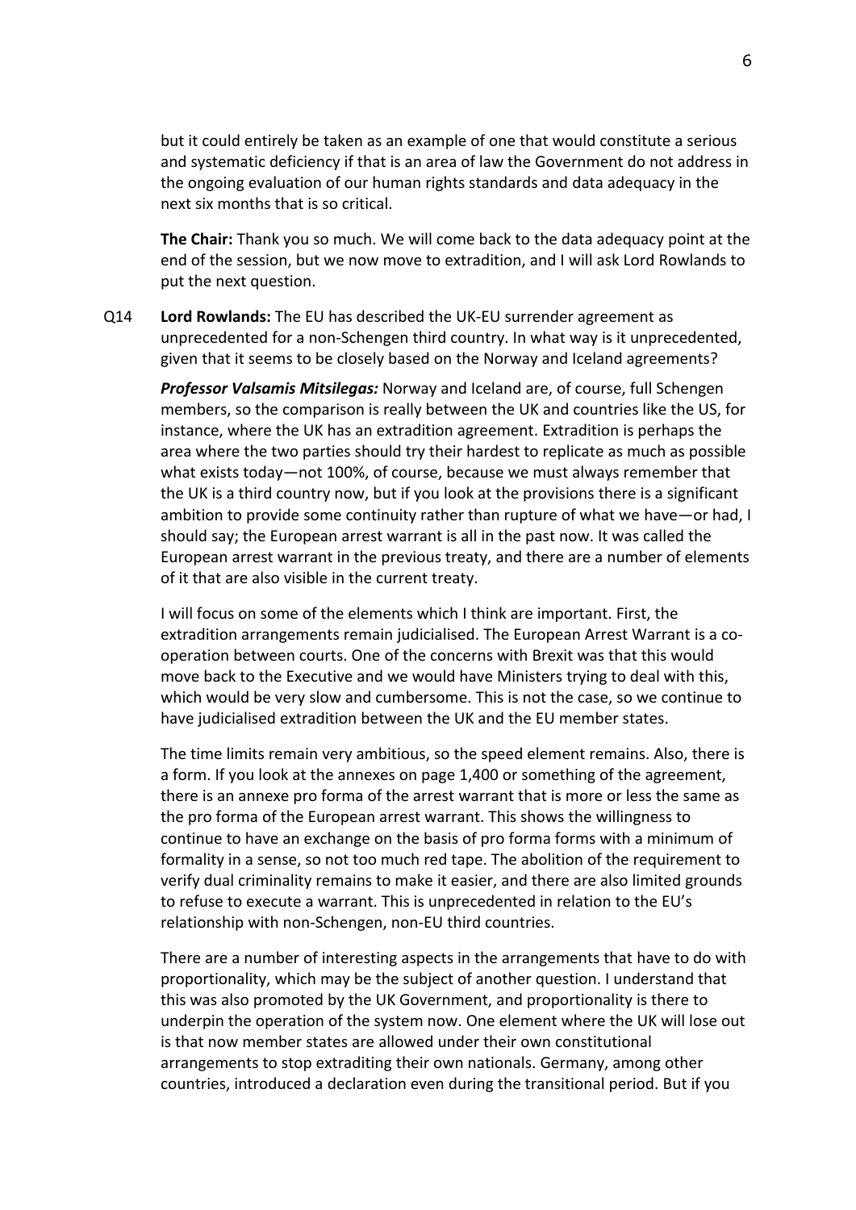but it could entirely be taken as an example of one that would constitute a serious and systematic deficiency if that is an area of law the Government do not address in the ongoing evaluation of our human rights standards and data adequacy in the next six months that is so critical.

**The Chair:** Thank you so much. We will come back to the data adequacy point at the end of the session, but we now move to extradition, and I will ask Lord Rowlands to put the next question.

Q14 **Lord Rowlands:** The EU has described the UK-EU surrender agreement as unprecedented for a non-Schengen third country. In what way is it unprecedented, given that it seems to be closely based on the Norway and Iceland agreements?

***Professor Valsamis Mitsilegas:*** Norway and Iceland are, of course, full Schengen members, so the comparison is really between the UK and countries like the US, for instance, where the UK has an extradition agreement. Extradition is perhaps the area where the two parties should try their hardest to replicate as much as possible what exists today—not 100%, of course, because we must always remember that the UK is a third country now, but if you look at the provisions there is a significant ambition to provide some continuity rather than rupture of what we have—or had, I should say; the European arrest warrant is all in the past now. It was called the European arrest warrant in the previous treaty, and there are a number of elements of it that are also visible in the current treaty.

I will focus on some of the elements which I think are important. First, the extradition arrangements remain judicialised. The European Arrest Warrant is a co-operation between courts. One of the concerns with Brexit was that this would move back to the Executive and we would have Ministers trying to deal with this, which would be very slow and cumbersome. This is not the case, so we continue to have judicialised extradition between the UK and the EU member states.

The time limits remain very ambitious, so the speed element remains. Also, there is a form. If you look at the annexes on page 1,400 or something of the agreement, there is an annexe pro forma of the arrest warrant that is more or less the same as the pro forma of the European arrest warrant. This shows the willingness to continue to have an exchange on the basis of pro forma forms with a minimum of formality in a sense, so not too much red tape. The abolition of the requirement to verify dual criminality remains to make it easier, and there are also limited grounds to refuse to execute a warrant. This is unprecedented in relation to the EU's relationship with non-Schengen, non-EU third countries.

There are a number of interesting aspects in the arrangements that have to do with proportionality, which may be the subject of another question. I understand that this was also promoted by the UK Government, and proportionality is there to underpin the operation of the system now. One element where the UK will lose out is that now member states are allowed under their own constitutional arrangements to stop extraditing their own nationals. Germany, among other countries, introduced a declaration even during the transitional period. But if you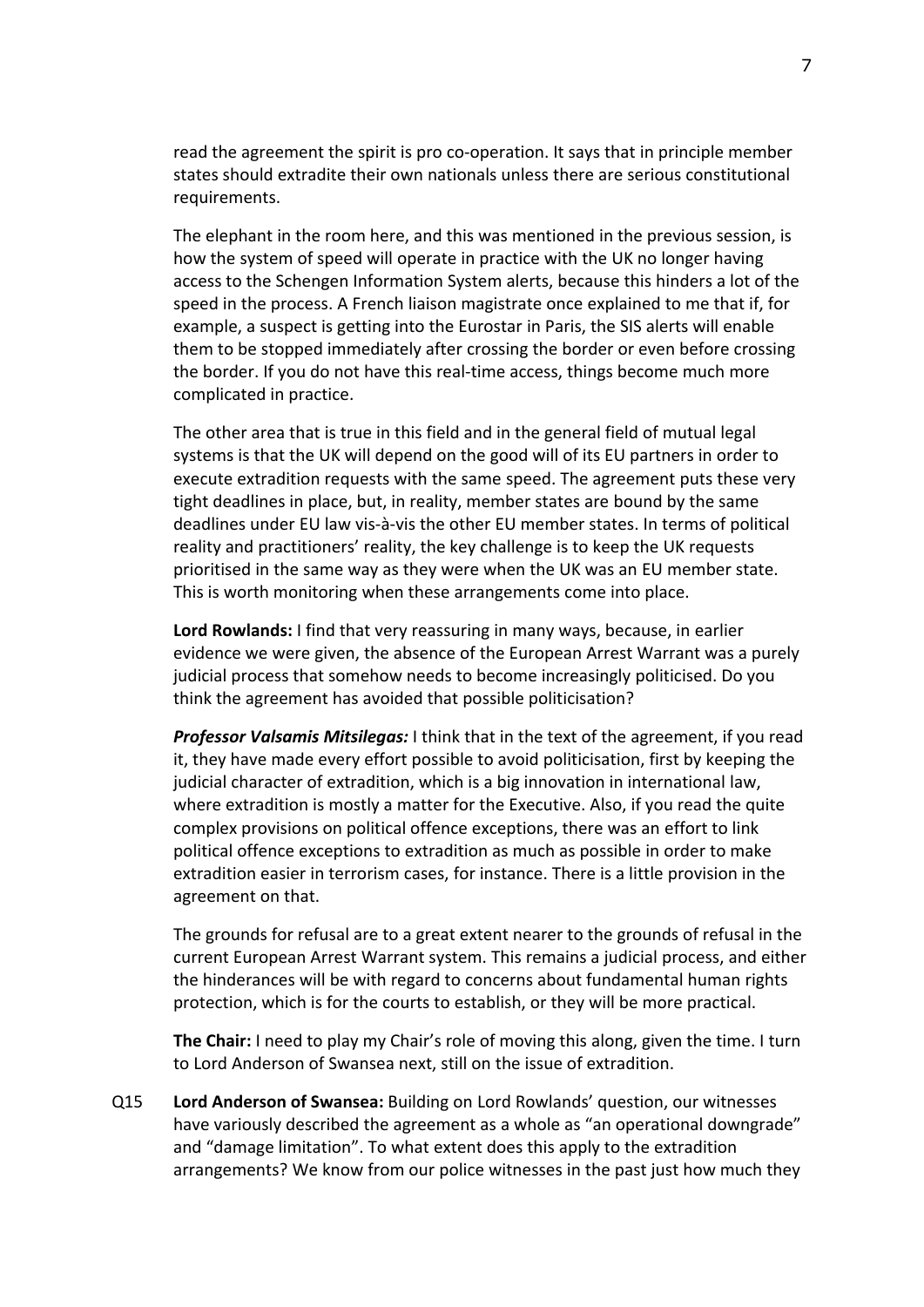read the agreement the spirit is pro co-operation. It says that in principle member states should extradite their own nationals unless there are serious constitutional requirements.

The elephant in the room here, and this was mentioned in the previous session, is how the system of speed will operate in practice with the UK no longer having access to the Schengen Information System alerts, because this hinders a lot of the speed in the process. A French liaison magistrate once explained to me that if, for example, a suspect is getting into the Eurostar in Paris, the SIS alerts will enable them to be stopped immediately after crossing the border or even before crossing the border. If you do not have this real-time access, things become much more complicated in practice.

The other area that is true in this field and in the general field of mutual legal systems is that the UK will depend on the good will of its EU partners in order to execute extradition requests with the same speed. The agreement puts these very tight deadlines in place, but, in reality, member states are bound by the same deadlines under EU law vis-à-vis the other EU member states. In terms of political reality and practitioners' reality, the key challenge is to keep the UK requests prioritised in the same way as they were when the UK was an EU member state. This is worth monitoring when these arrangements come into place.

**Lord Rowlands:** I find that very reassuring in many ways, because, in earlier evidence we were given, the absence of the European Arrest Warrant was a purely judicial process that somehow needs to become increasingly politicised. Do you think the agreement has avoided that possible politicisation?

***Professor Valsamis Mitsilegas:*** I think that in the text of the agreement, if you read it, they have made every effort possible to avoid politicisation, first by keeping the judicial character of extradition, which is a big innovation in international law, where extradition is mostly a matter for the Executive. Also, if you read the quite complex provisions on political offence exceptions, there was an effort to link political offence exceptions to extradition as much as possible in order to make extradition easier in terrorism cases, for instance. There is a little provision in the agreement on that.

The grounds for refusal are to a great extent nearer to the grounds of refusal in the current European Arrest Warrant system. This remains a judicial process, and either the hinderances will be with regard to concerns about fundamental human rights protection, which is for the courts to establish, or they will be more practical.

**The Chair:** I need to play my Chair's role of moving this along, given the time. I turn to Lord Anderson of Swansea next, still on the issue of extradition.

Q15 **Lord Anderson of Swansea:** Building on Lord Rowlands' question, our witnesses have variously described the agreement as a whole as "an operational downgrade" and "damage limitation". To what extent does this apply to the extradition arrangements? We know from our police witnesses in the past just how much they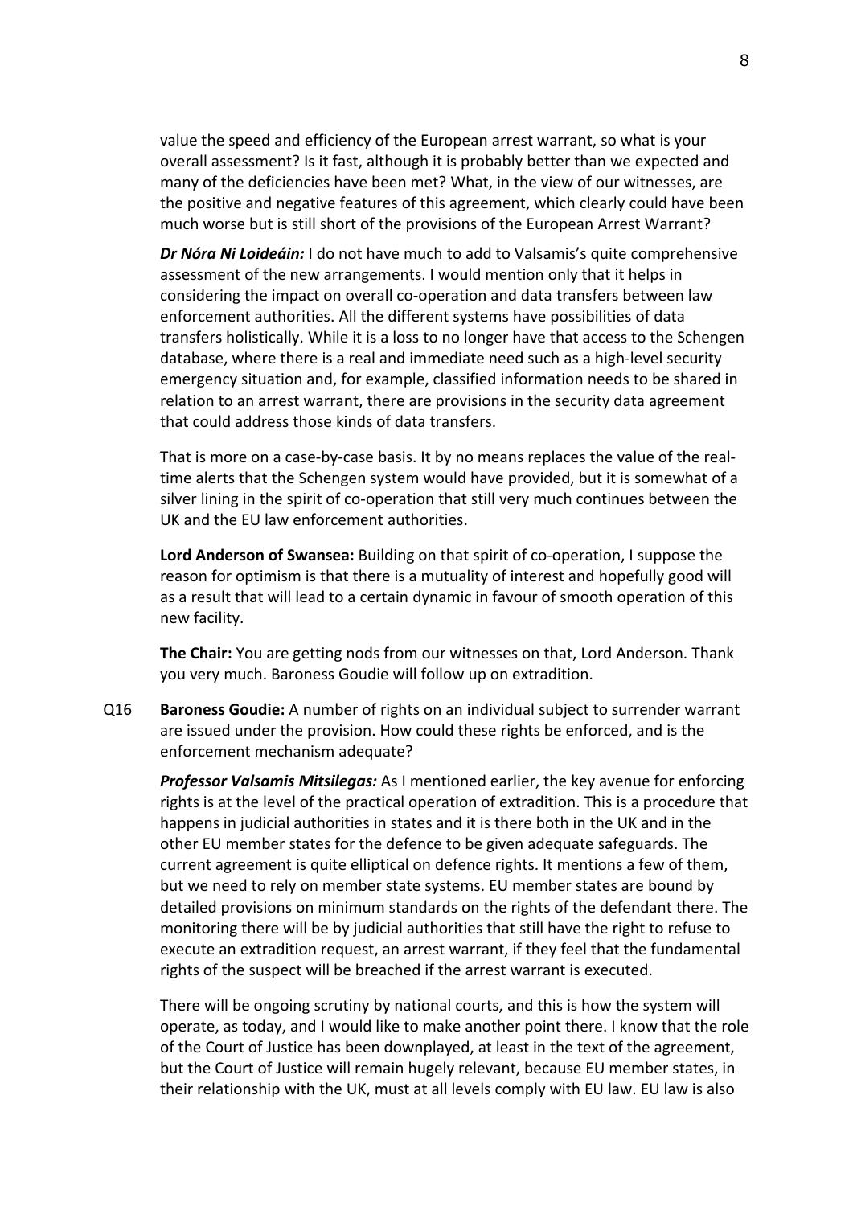value the speed and efficiency of the European arrest warrant, so what is your overall assessment? Is it fast, although it is probably better than we expected and many of the deficiencies have been met? What, in the view of our witnesses, are the positive and negative features of this agreement, which clearly could have been much worse but is still short of the provisions of the European Arrest Warrant?

***Dr Nóra Ni Loideáin:*** I do not have much to add to Valsamis's quite comprehensive assessment of the new arrangements. I would mention only that it helps in considering the impact on overall co-operation and data transfers between law enforcement authorities. All the different systems have possibilities of data transfers holistically. While it is a loss to no longer have that access to the Schengen database, where there is a real and immediate need such as a high-level security emergency situation and, for example, classified information needs to be shared in relation to an arrest warrant, there are provisions in the security data agreement that could address those kinds of data transfers.

That is more on a case-by-case basis. It by no means replaces the value of the real-time alerts that the Schengen system would have provided, but it is somewhat of a silver lining in the spirit of co-operation that still very much continues between the UK and the EU law enforcement authorities.

**Lord Anderson of Swansea:** Building on that spirit of co-operation, I suppose the reason for optimism is that there is a mutuality of interest and hopefully good will as a result that will lead to a certain dynamic in favour of smooth operation of this new facility.

**The Chair:** You are getting nods from our witnesses on that, Lord Anderson. Thank you very much. Baroness Goudie will follow up on extradition.

Q16 **Baroness Goudie:** A number of rights on an individual subject to surrender warrant are issued under the provision. How could these rights be enforced, and is the enforcement mechanism adequate?

***Professor Valsamis Mitsilegas:*** As I mentioned earlier, the key avenue for enforcing rights is at the level of the practical operation of extradition. This is a procedure that happens in judicial authorities in states and it is there both in the UK and in the other EU member states for the defence to be given adequate safeguards. The current agreement is quite elliptical on defence rights. It mentions a few of them, but we need to rely on member state systems. EU member states are bound by detailed provisions on minimum standards on the rights of the defendant there. The monitoring there will be by judicial authorities that still have the right to refuse to execute an extradition request, an arrest warrant, if they feel that the fundamental rights of the suspect will be breached if the arrest warrant is executed.

There will be ongoing scrutiny by national courts, and this is how the system will operate, as today, and I would like to make another point there. I know that the role of the Court of Justice has been downplayed, at least in the text of the agreement, but the Court of Justice will remain hugely relevant, because EU member states, in their relationship with the UK, must at all levels comply with EU law. EU law is also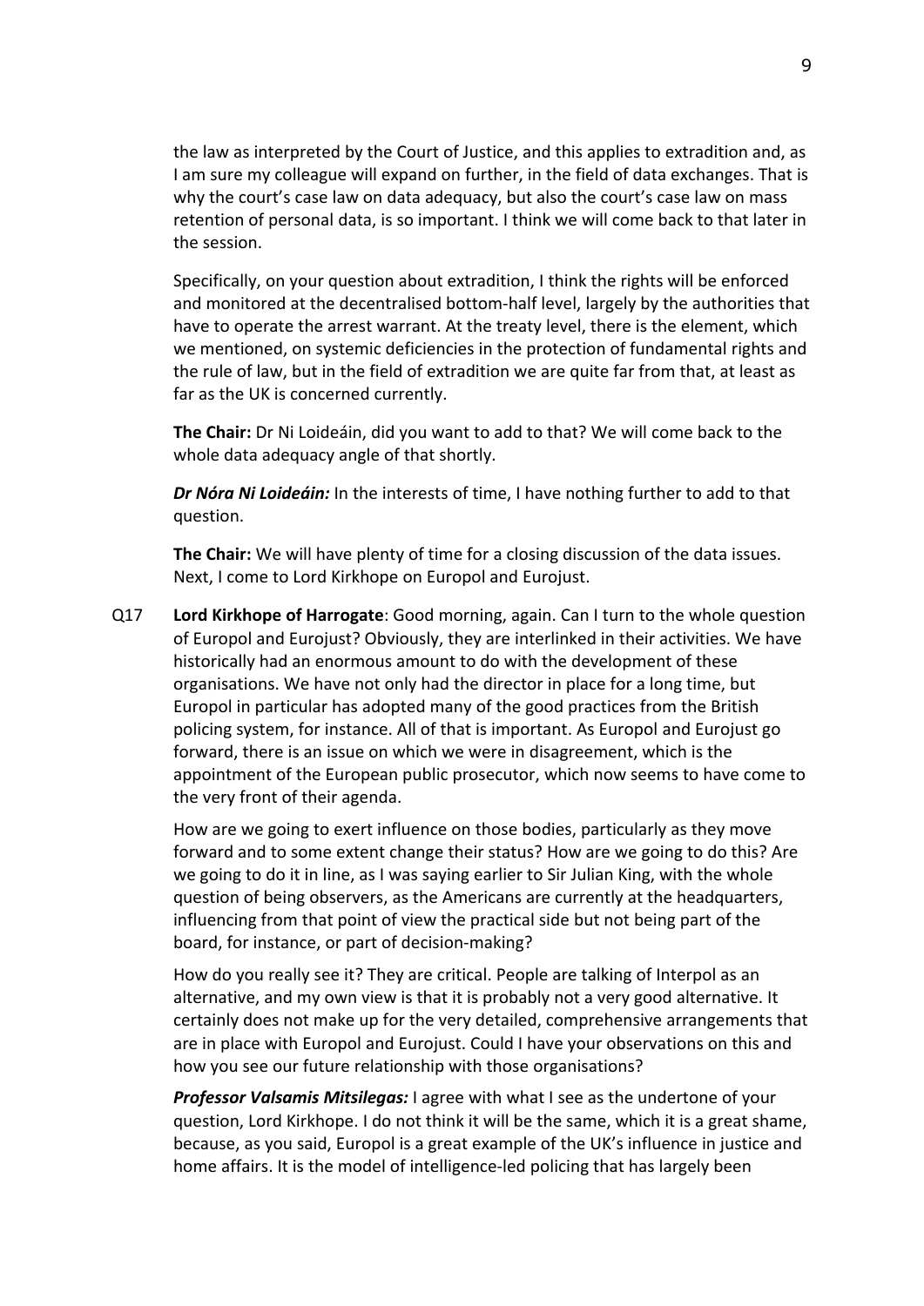the law as interpreted by the Court of Justice, and this applies to extradition and, as I am sure my colleague will expand on further, in the field of data exchanges. That is why the court's case law on data adequacy, but also the court's case law on mass retention of personal data, is so important. I think we will come back to that later in the session.

Specifically, on your question about extradition, I think the rights will be enforced and monitored at the decentralised bottom-half level, largely by the authorities that have to operate the arrest warrant. At the treaty level, there is the element, which we mentioned, on systemic deficiencies in the protection of fundamental rights and the rule of law, but in the field of extradition we are quite far from that, at least as far as the UK is concerned currently.

**The Chair:** Dr Ni Loideáin, did you want to add to that? We will come back to the whole data adequacy angle of that shortly.

***Dr Nóra Ni Loideáin:*** In the interests of time, I have nothing further to add to that question.

**The Chair:** We will have plenty of time for a closing discussion of the data issues. Next, I come to Lord Kirkhope on Europol and Eurojust.

Q17 **Lord Kirkhope of Harrogate**: Good morning, again. Can I turn to the whole question of Europol and Eurojust? Obviously, they are interlinked in their activities. We have historically had an enormous amount to do with the development of these organisations. We have not only had the director in place for a long time, but Europol in particular has adopted many of the good practices from the British policing system, for instance. All of that is important. As Europol and Eurojust go forward, there is an issue on which we were in disagreement, which is the appointment of the European public prosecutor, which now seems to have come to the very front of their agenda.

How are we going to exert influence on those bodies, particularly as they move forward and to some extent change their status? How are we going to do this? Are we going to do it in line, as I was saying earlier to Sir Julian King, with the whole question of being observers, as the Americans are currently at the headquarters, influencing from that point of view the practical side but not being part of the board, for instance, or part of decision-making?

How do you really see it? They are critical. People are talking of Interpol as an alternative, and my own view is that it is probably not a very good alternative. It certainly does not make up for the very detailed, comprehensive arrangements that are in place with Europol and Eurojust. Could I have your observations on this and how you see our future relationship with those organisations?

***Professor Valsamis Mitsilegas:*** I agree with what I see as the undertone of your question, Lord Kirkhope. I do not think it will be the same, which it is a great shame, because, as you said, Europol is a great example of the UK's influence in justice and home affairs. It is the model of intelligence-led policing that has largely been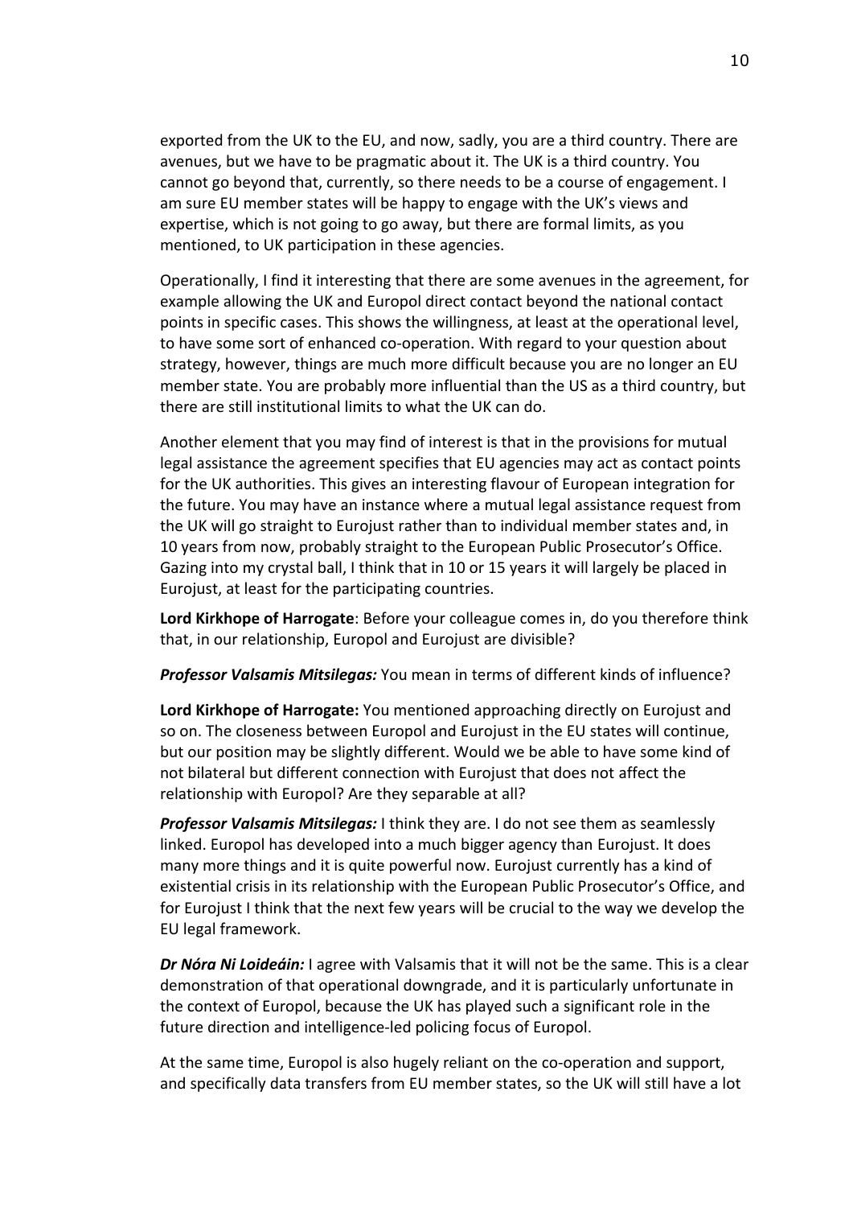exported from the UK to the EU, and now, sadly, you are a third country. There are avenues, but we have to be pragmatic about it. The UK is a third country. You cannot go beyond that, currently, so there needs to be a course of engagement. I am sure EU member states will be happy to engage with the UK's views and expertise, which is not going to go away, but there are formal limits, as you mentioned, to UK participation in these agencies.

Operationally, I find it interesting that there are some avenues in the agreement, for example allowing the UK and Europol direct contact beyond the national contact points in specific cases. This shows the willingness, at least at the operational level, to have some sort of enhanced co-operation. With regard to your question about strategy, however, things are much more difficult because you are no longer an EU member state. You are probably more influential than the US as a third country, but there are still institutional limits to what the UK can do.

Another element that you may find of interest is that in the provisions for mutual legal assistance the agreement specifies that EU agencies may act as contact points for the UK authorities. This gives an interesting flavour of European integration for the future. You may have an instance where a mutual legal assistance request from the UK will go straight to Eurojust rather than to individual member states and, in 10 years from now, probably straight to the European Public Prosecutor's Office. Gazing into my crystal ball, I think that in 10 or 15 years it will largely be placed in Eurojust, at least for the participating countries.

**Lord Kirkhope of Harrogate**: Before your colleague comes in, do you therefore think that, in our relationship, Europol and Eurojust are divisible?

***Professor Valsamis Mitsilegas:*** You mean in terms of different kinds of influence?

**Lord Kirkhope of Harrogate:** You mentioned approaching directly on Eurojust and so on. The closeness between Europol and Eurojust in the EU states will continue, but our position may be slightly different. Would we be able to have some kind of not bilateral but different connection with Eurojust that does not affect the relationship with Europol? Are they separable at all?

***Professor Valsamis Mitsilegas:*** I think they are. I do not see them as seamlessly linked. Europol has developed into a much bigger agency than Eurojust. It does many more things and it is quite powerful now. Eurojust currently has a kind of existential crisis in its relationship with the European Public Prosecutor's Office, and for Eurojust I think that the next few years will be crucial to the way we develop the EU legal framework.

***Dr Nóra Ni Loideáin:*** I agree with Valsamis that it will not be the same. This is a clear demonstration of that operational downgrade, and it is particularly unfortunate in the context of Europol, because the UK has played such a significant role in the future direction and intelligence-led policing focus of Europol.

At the same time, Europol is also hugely reliant on the co-operation and support, and specifically data transfers from EU member states, so the UK will still have a lot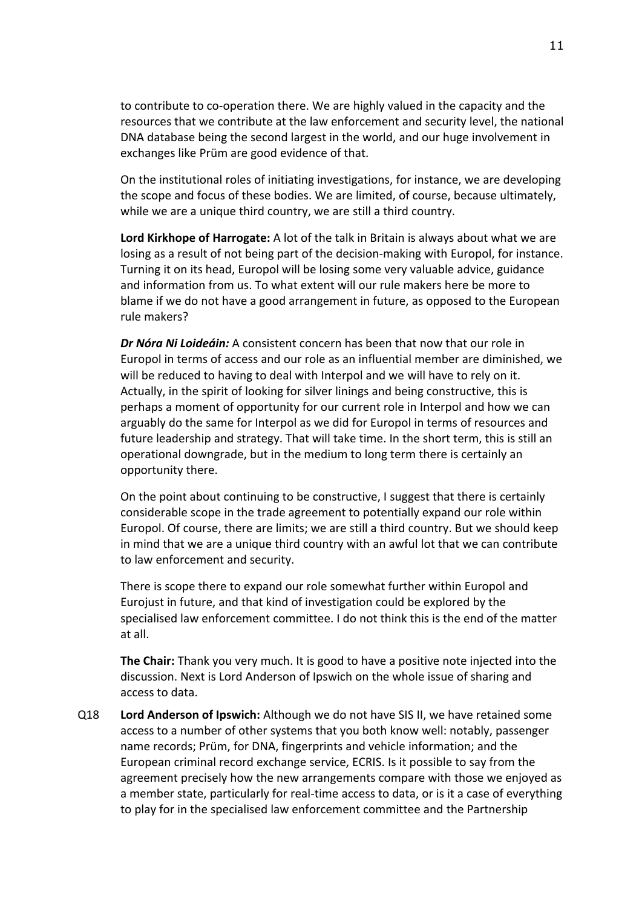to contribute to co-operation there. We are highly valued in the capacity and the resources that we contribute at the law enforcement and security level, the national DNA database being the second largest in the world, and our huge involvement in exchanges like Prüm are good evidence of that.

On the institutional roles of initiating investigations, for instance, we are developing the scope and focus of these bodies. We are limited, of course, because ultimately, while we are a unique third country, we are still a third country.

**Lord Kirkhope of Harrogate:** A lot of the talk in Britain is always about what we are losing as a result of not being part of the decision-making with Europol, for instance. Turning it on its head, Europol will be losing some very valuable advice, guidance and information from us. To what extent will our rule makers here be more to blame if we do not have a good arrangement in future, as opposed to the European rule makers?

***Dr Nóra Ni Loideáin:*** A consistent concern has been that now that our role in Europol in terms of access and our role as an influential member are diminished, we will be reduced to having to deal with Interpol and we will have to rely on it. Actually, in the spirit of looking for silver linings and being constructive, this is perhaps a moment of opportunity for our current role in Interpol and how we can arguably do the same for Interpol as we did for Europol in terms of resources and future leadership and strategy. That will take time. In the short term, this is still an operational downgrade, but in the medium to long term there is certainly an opportunity there.

On the point about continuing to be constructive, I suggest that there is certainly considerable scope in the trade agreement to potentially expand our role within Europol. Of course, there are limits; we are still a third country. But we should keep in mind that we are a unique third country with an awful lot that we can contribute to law enforcement and security.

There is scope there to expand our role somewhat further within Europol and Eurojust in future, and that kind of investigation could be explored by the specialised law enforcement committee. I do not think this is the end of the matter at all.

**The Chair:** Thank you very much. It is good to have a positive note injected into the discussion. Next is Lord Anderson of Ipswich on the whole issue of sharing and access to data.

Q18 **Lord Anderson of Ipswich:** Although we do not have SIS II, we have retained some access to a number of other systems that you both know well: notably, passenger name records; Prüm, for DNA, fingerprints and vehicle information; and the European criminal record exchange service, ECRIS. Is it possible to say from the agreement precisely how the new arrangements compare with those we enjoyed as a member state, particularly for real-time access to data, or is it a case of everything to play for in the specialised law enforcement committee and the Partnership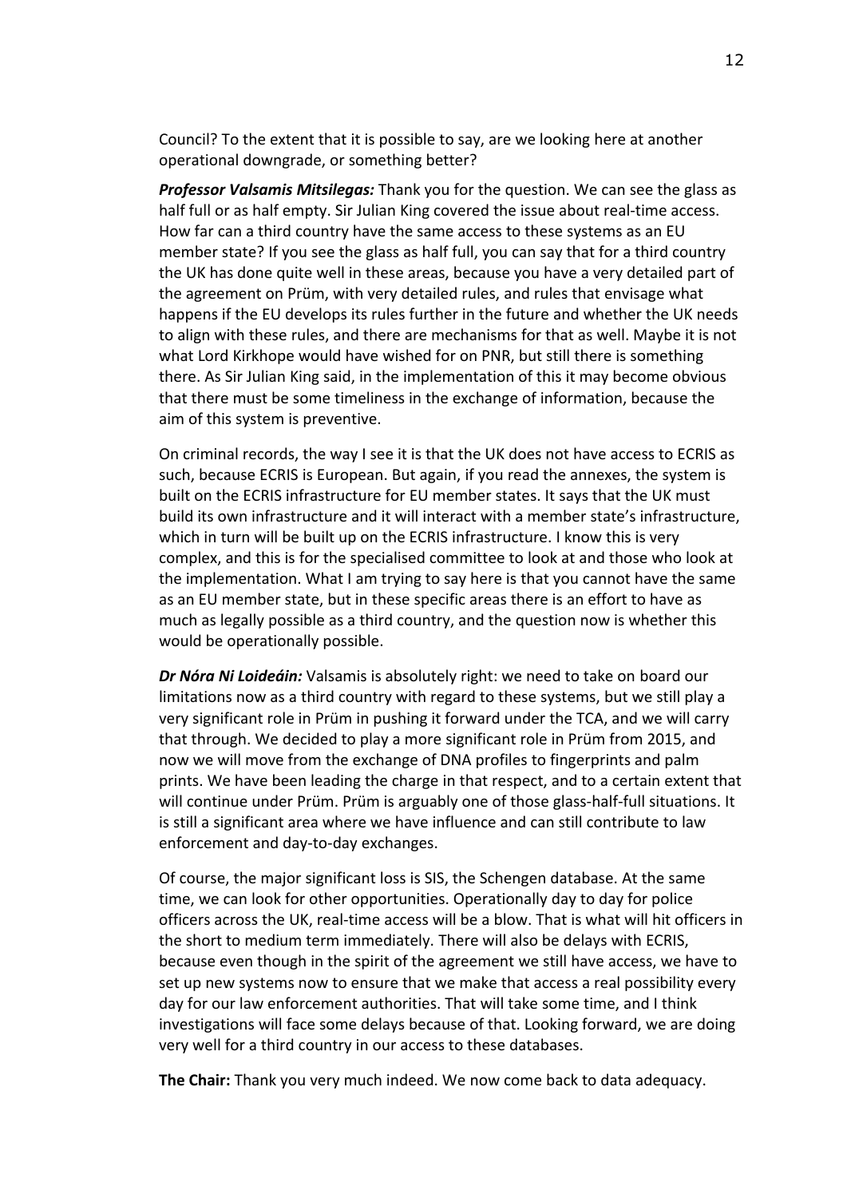Council? To the extent that it is possible to say, are we looking here at another operational downgrade, or something better?

***Professor Valsamis Mitsilegas:*** Thank you for the question. We can see the glass as half full or as half empty. Sir Julian King covered the issue about real-time access. How far can a third country have the same access to these systems as an EU member state? If you see the glass as half full, you can say that for a third country the UK has done quite well in these areas, because you have a very detailed part of the agreement on Prüm, with very detailed rules, and rules that envisage what happens if the EU develops its rules further in the future and whether the UK needs to align with these rules, and there are mechanisms for that as well. Maybe it is not what Lord Kirkhope would have wished for on PNR, but still there is something there. As Sir Julian King said, in the implementation of this it may become obvious that there must be some timeliness in the exchange of information, because the aim of this system is preventive.

On criminal records, the way I see it is that the UK does not have access to ECRIS as such, because ECRIS is European. But again, if you read the annexes, the system is built on the ECRIS infrastructure for EU member states. It says that the UK must build its own infrastructure and it will interact with a member state's infrastructure, which in turn will be built up on the ECRIS infrastructure. I know this is very complex, and this is for the specialised committee to look at and those who look at the implementation. What I am trying to say here is that you cannot have the same as an EU member state, but in these specific areas there is an effort to have as much as legally possible as a third country, and the question now is whether this would be operationally possible.

***Dr Nóra Ni Loideáin:*** Valsamis is absolutely right: we need to take on board our limitations now as a third country with regard to these systems, but we still play a very significant role in Prüm in pushing it forward under the TCA, and we will carry that through. We decided to play a more significant role in Prüm from 2015, and now we will move from the exchange of DNA profiles to fingerprints and palm prints. We have been leading the charge in that respect, and to a certain extent that will continue under Prüm. Prüm is arguably one of those glass-half-full situations. It is still a significant area where we have influence and can still contribute to law enforcement and day-to-day exchanges.

Of course, the major significant loss is SIS, the Schengen database. At the same time, we can look for other opportunities. Operationally day to day for police officers across the UK, real-time access will be a blow. That is what will hit officers in the short to medium term immediately. There will also be delays with ECRIS, because even though in the spirit of the agreement we still have access, we have to set up new systems now to ensure that we make that access a real possibility every day for our law enforcement authorities. That will take some time, and I think investigations will face some delays because of that. Looking forward, we are doing very well for a third country in our access to these databases.

**The Chair:** Thank you very much indeed. We now come back to data adequacy.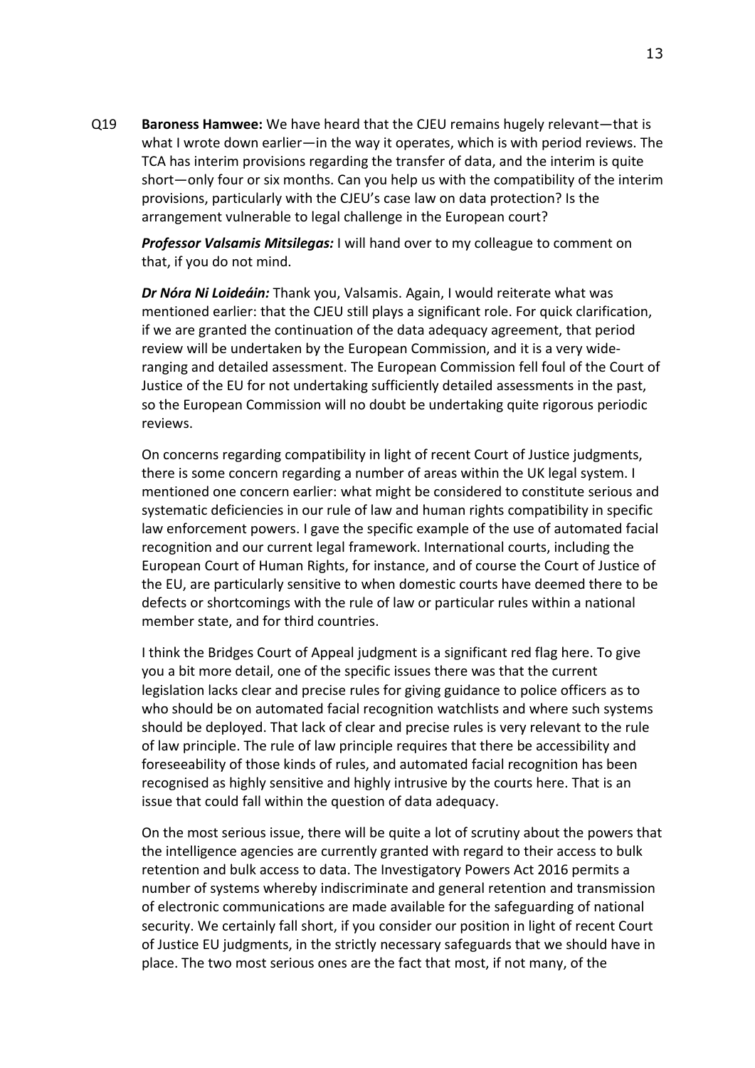Q19 **Baroness Hamwee:** We have heard that the CJEU remains hugely relevant—that is what I wrote down earlier—in the way it operates, which is with period reviews. The TCA has interim provisions regarding the transfer of data, and the interim is quite short—only four or six months. Can you help us with the compatibility of the interim provisions, particularly with the CJEU's case law on data protection? Is the arrangement vulnerable to legal challenge in the European court?

***Professor Valsamis Mitsilegas:*** I will hand over to my colleague to comment on that, if you do not mind.

***Dr Nóra Ni Loideáin:*** Thank you, Valsamis. Again, I would reiterate what was mentioned earlier: that the CJEU still plays a significant role. For quick clarification, if we are granted the continuation of the data adequacy agreement, that period review will be undertaken by the European Commission, and it is a very wide-ranging and detailed assessment. The European Commission fell foul of the Court of Justice of the EU for not undertaking sufficiently detailed assessments in the past, so the European Commission will no doubt be undertaking quite rigorous periodic reviews.

On concerns regarding compatibility in light of recent Court of Justice judgments, there is some concern regarding a number of areas within the UK legal system. I mentioned one concern earlier: what might be considered to constitute serious and systematic deficiencies in our rule of law and human rights compatibility in specific law enforcement powers. I gave the specific example of the use of automated facial recognition and our current legal framework. International courts, including the European Court of Human Rights, for instance, and of course the Court of Justice of the EU, are particularly sensitive to when domestic courts have deemed there to be defects or shortcomings with the rule of law or particular rules within a national member state, and for third countries.

I think the Bridges Court of Appeal judgment is a significant red flag here. To give you a bit more detail, one of the specific issues there was that the current legislation lacks clear and precise rules for giving guidance to police officers as to who should be on automated facial recognition watchlists and where such systems should be deployed. That lack of clear and precise rules is very relevant to the rule of law principle. The rule of law principle requires that there be accessibility and foreseeability of those kinds of rules, and automated facial recognition has been recognised as highly sensitive and highly intrusive by the courts here. That is an issue that could fall within the question of data adequacy.

On the most serious issue, there will be quite a lot of scrutiny about the powers that the intelligence agencies are currently granted with regard to their access to bulk retention and bulk access to data. The Investigatory Powers Act 2016 permits a number of systems whereby indiscriminate and general retention and transmission of electronic communications are made available for the safeguarding of national security. We certainly fall short, if you consider our position in light of recent Court of Justice EU judgments, in the strictly necessary safeguards that we should have in place. The two most serious ones are the fact that most, if not many, of the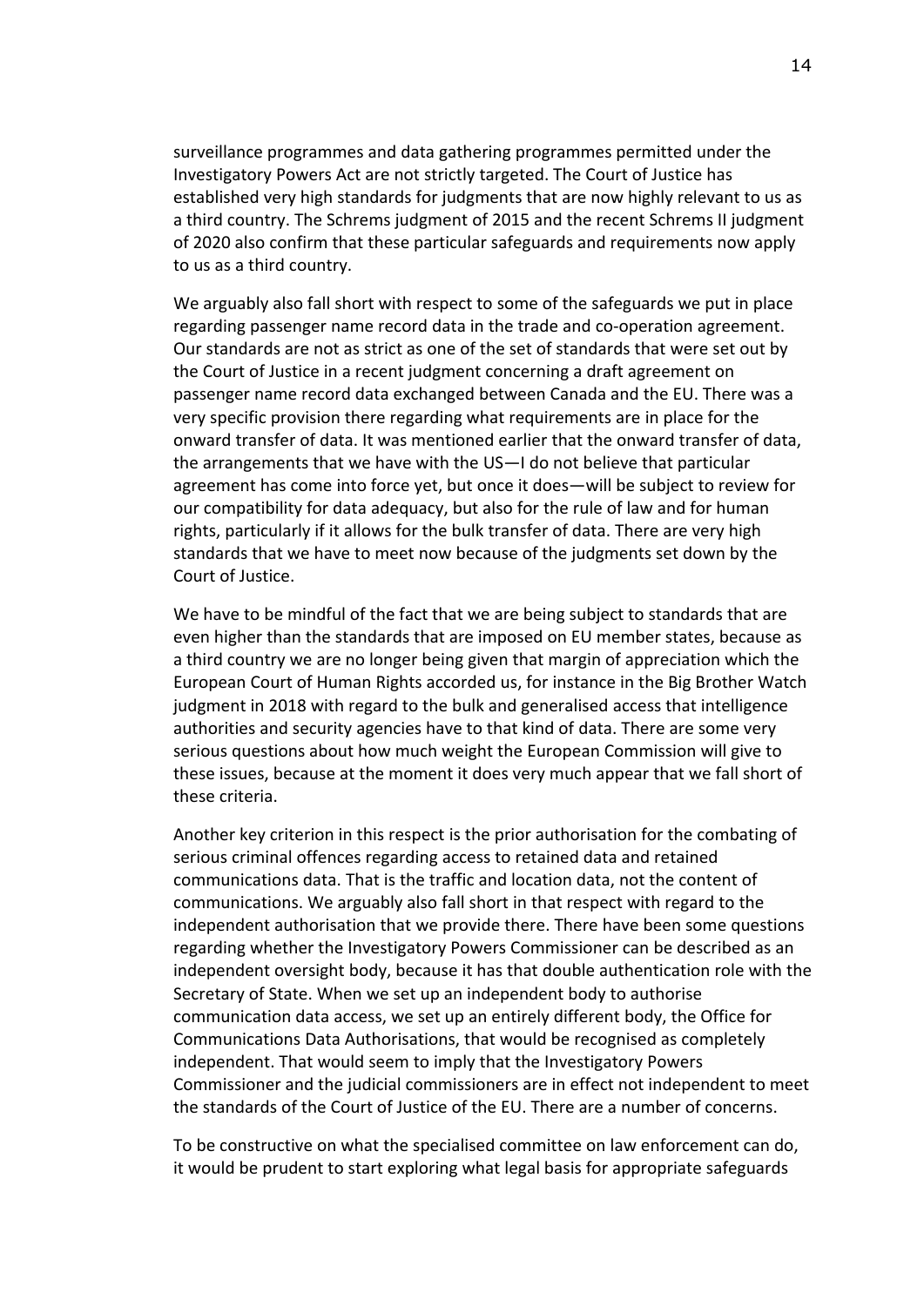surveillance programmes and data gathering programmes permitted under the Investigatory Powers Act are not strictly targeted. The Court of Justice has established very high standards for judgments that are now highly relevant to us as a third country. The Schrems judgment of 2015 and the recent Schrems II judgment of 2020 also confirm that these particular safeguards and requirements now apply to us as a third country.

We arguably also fall short with respect to some of the safeguards we put in place regarding passenger name record data in the trade and co-operation agreement. Our standards are not as strict as one of the set of standards that were set out by the Court of Justice in a recent judgment concerning a draft agreement on passenger name record data exchanged between Canada and the EU. There was a very specific provision there regarding what requirements are in place for the onward transfer of data. It was mentioned earlier that the onward transfer of data, the arrangements that we have with the US—I do not believe that particular agreement has come into force yet, but once it does—will be subject to review for our compatibility for data adequacy, but also for the rule of law and for human rights, particularly if it allows for the bulk transfer of data. There are very high standards that we have to meet now because of the judgments set down by the Court of Justice.

We have to be mindful of the fact that we are being subject to standards that are even higher than the standards that are imposed on EU member states, because as a third country we are no longer being given that margin of appreciation which the European Court of Human Rights accorded us, for instance in the Big Brother Watch judgment in 2018 with regard to the bulk and generalised access that intelligence authorities and security agencies have to that kind of data. There are some very serious questions about how much weight the European Commission will give to these issues, because at the moment it does very much appear that we fall short of these criteria.

Another key criterion in this respect is the prior authorisation for the combating of serious criminal offences regarding access to retained data and retained communications data. That is the traffic and location data, not the content of communications. We arguably also fall short in that respect with regard to the independent authorisation that we provide there. There have been some questions regarding whether the Investigatory Powers Commissioner can be described as an independent oversight body, because it has that double authentication role with the Secretary of State. When we set up an independent body to authorise communication data access, we set up an entirely different body, the Office for Communications Data Authorisations, that would be recognised as completely independent. That would seem to imply that the Investigatory Powers Commissioner and the judicial commissioners are in effect not independent to meet the standards of the Court of Justice of the EU. There are a number of concerns.

To be constructive on what the specialised committee on law enforcement can do, it would be prudent to start exploring what legal basis for appropriate safeguards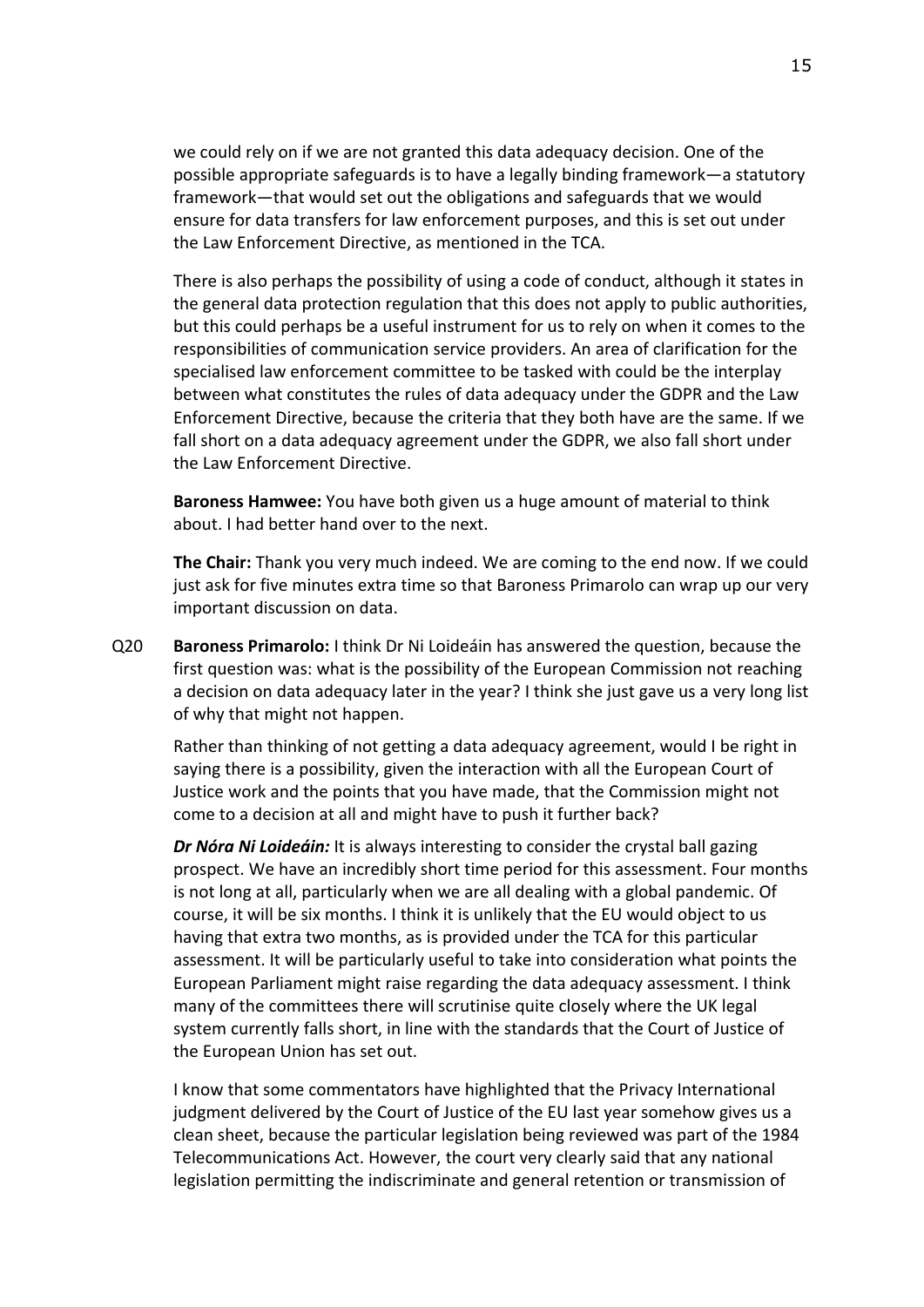we could rely on if we are not granted this data adequacy decision. One of the possible appropriate safeguards is to have a legally binding framework—a statutory framework—that would set out the obligations and safeguards that we would ensure for data transfers for law enforcement purposes, and this is set out under the Law Enforcement Directive, as mentioned in the TCA.

There is also perhaps the possibility of using a code of conduct, although it states in the general data protection regulation that this does not apply to public authorities, but this could perhaps be a useful instrument for us to rely on when it comes to the responsibilities of communication service providers. An area of clarification for the specialised law enforcement committee to be tasked with could be the interplay between what constitutes the rules of data adequacy under the GDPR and the Law Enforcement Directive, because the criteria that they both have are the same. If we fall short on a data adequacy agreement under the GDPR, we also fall short under the Law Enforcement Directive.

**Baroness Hamwee:** You have both given us a huge amount of material to think about. I had better hand over to the next.

**The Chair:** Thank you very much indeed. We are coming to the end now. If we could just ask for five minutes extra time so that Baroness Primarolo can wrap up our very important discussion on data.

Q20 **Baroness Primarolo:** I think Dr Ni Loideáin has answered the question, because the first question was: what is the possibility of the European Commission not reaching a decision on data adequacy later in the year? I think she just gave us a very long list of why that might not happen.

Rather than thinking of not getting a data adequacy agreement, would I be right in saying there is a possibility, given the interaction with all the European Court of Justice work and the points that you have made, that the Commission might not come to a decision at all and might have to push it further back?

***Dr Nóra Ni Loideáin:*** It is always interesting to consider the crystal ball gazing prospect. We have an incredibly short time period for this assessment. Four months is not long at all, particularly when we are all dealing with a global pandemic. Of course, it will be six months. I think it is unlikely that the EU would object to us having that extra two months, as is provided under the TCA for this particular assessment. It will be particularly useful to take into consideration what points the European Parliament might raise regarding the data adequacy assessment. I think many of the committees there will scrutinise quite closely where the UK legal system currently falls short, in line with the standards that the Court of Justice of the European Union has set out.

I know that some commentators have highlighted that the Privacy International judgment delivered by the Court of Justice of the EU last year somehow gives us a clean sheet, because the particular legislation being reviewed was part of the 1984 Telecommunications Act. However, the court very clearly said that any national legislation permitting the indiscriminate and general retention or transmission of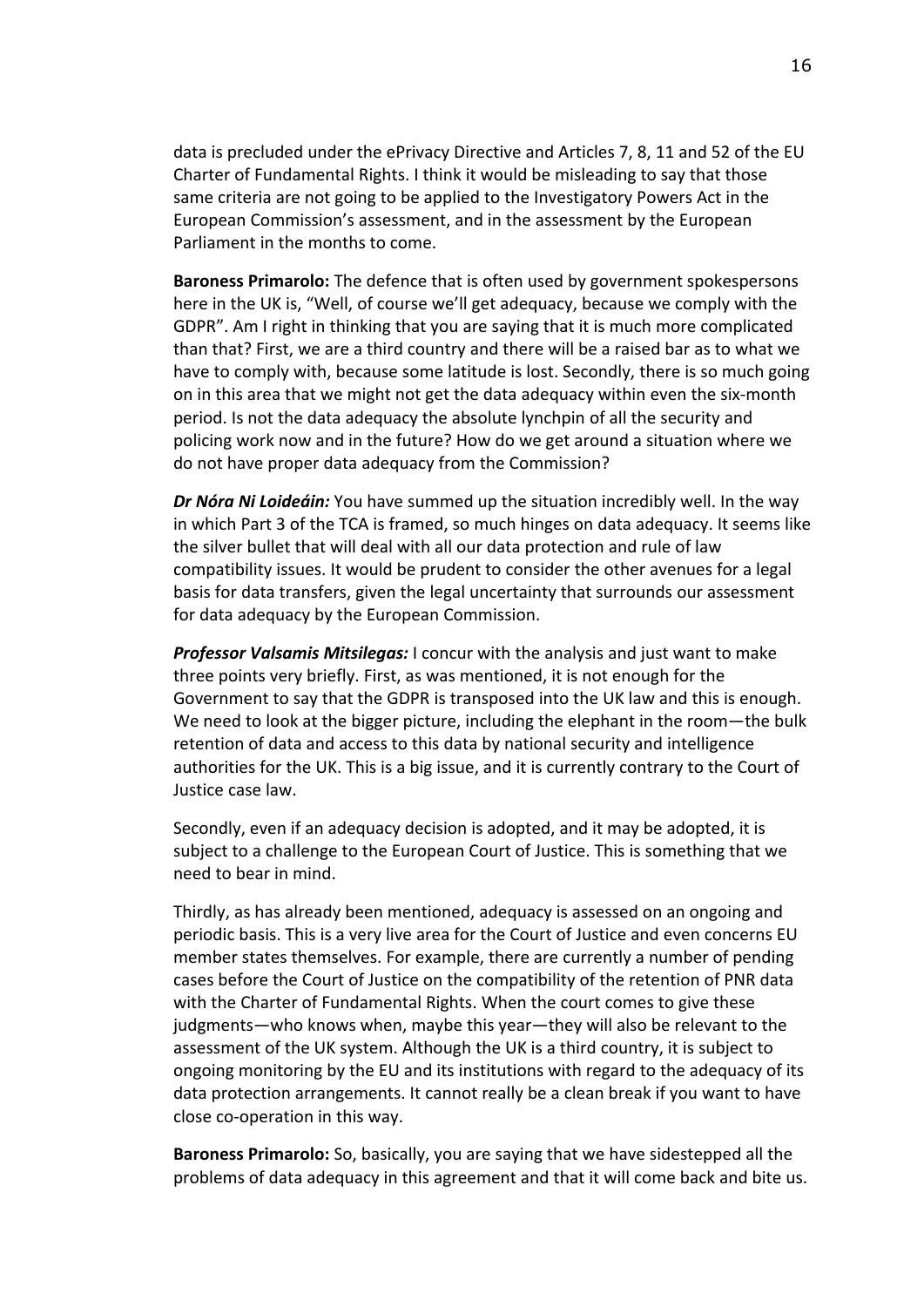data is precluded under the ePrivacy Directive and Articles 7, 8, 11 and 52 of the EU Charter of Fundamental Rights. I think it would be misleading to say that those same criteria are not going to be applied to the Investigatory Powers Act in the European Commission's assessment, and in the assessment by the European Parliament in the months to come.

**Baroness Primarolo:** The defence that is often used by government spokespersons here in the UK is, "Well, of course we'll get adequacy, because we comply with the GDPR". Am I right in thinking that you are saying that it is much more complicated than that? First, we are a third country and there will be a raised bar as to what we have to comply with, because some latitude is lost. Secondly, there is so much going on in this area that we might not get the data adequacy within even the six-month period. Is not the data adequacy the absolute lynchpin of all the security and policing work now and in the future? How do we get around a situation where we do not have proper data adequacy from the Commission?

***Dr Nóra Ni Loideáin:*** You have summed up the situation incredibly well. In the way in which Part 3 of the TCA is framed, so much hinges on data adequacy. It seems like the silver bullet that will deal with all our data protection and rule of law compatibility issues. It would be prudent to consider the other avenues for a legal basis for data transfers, given the legal uncertainty that surrounds our assessment for data adequacy by the European Commission.

***Professor Valsamis Mitsilegas:*** I concur with the analysis and just want to make three points very briefly. First, as was mentioned, it is not enough for the Government to say that the GDPR is transposed into the UK law and this is enough. We need to look at the bigger picture, including the elephant in the room—the bulk retention of data and access to this data by national security and intelligence authorities for the UK. This is a big issue, and it is currently contrary to the Court of Justice case law.

Secondly, even if an adequacy decision is adopted, and it may be adopted, it is subject to a challenge to the European Court of Justice. This is something that we need to bear in mind.

Thirdly, as has already been mentioned, adequacy is assessed on an ongoing and periodic basis. This is a very live area for the Court of Justice and even concerns EU member states themselves. For example, there are currently a number of pending cases before the Court of Justice on the compatibility of the retention of PNR data with the Charter of Fundamental Rights. When the court comes to give these judgments—who knows when, maybe this year—they will also be relevant to the assessment of the UK system. Although the UK is a third country, it is subject to ongoing monitoring by the EU and its institutions with regard to the adequacy of its data protection arrangements. It cannot really be a clean break if you want to have close co-operation in this way.

**Baroness Primarolo:** So, basically, you are saying that we have sidestepped all the problems of data adequacy in this agreement and that it will come back and bite us.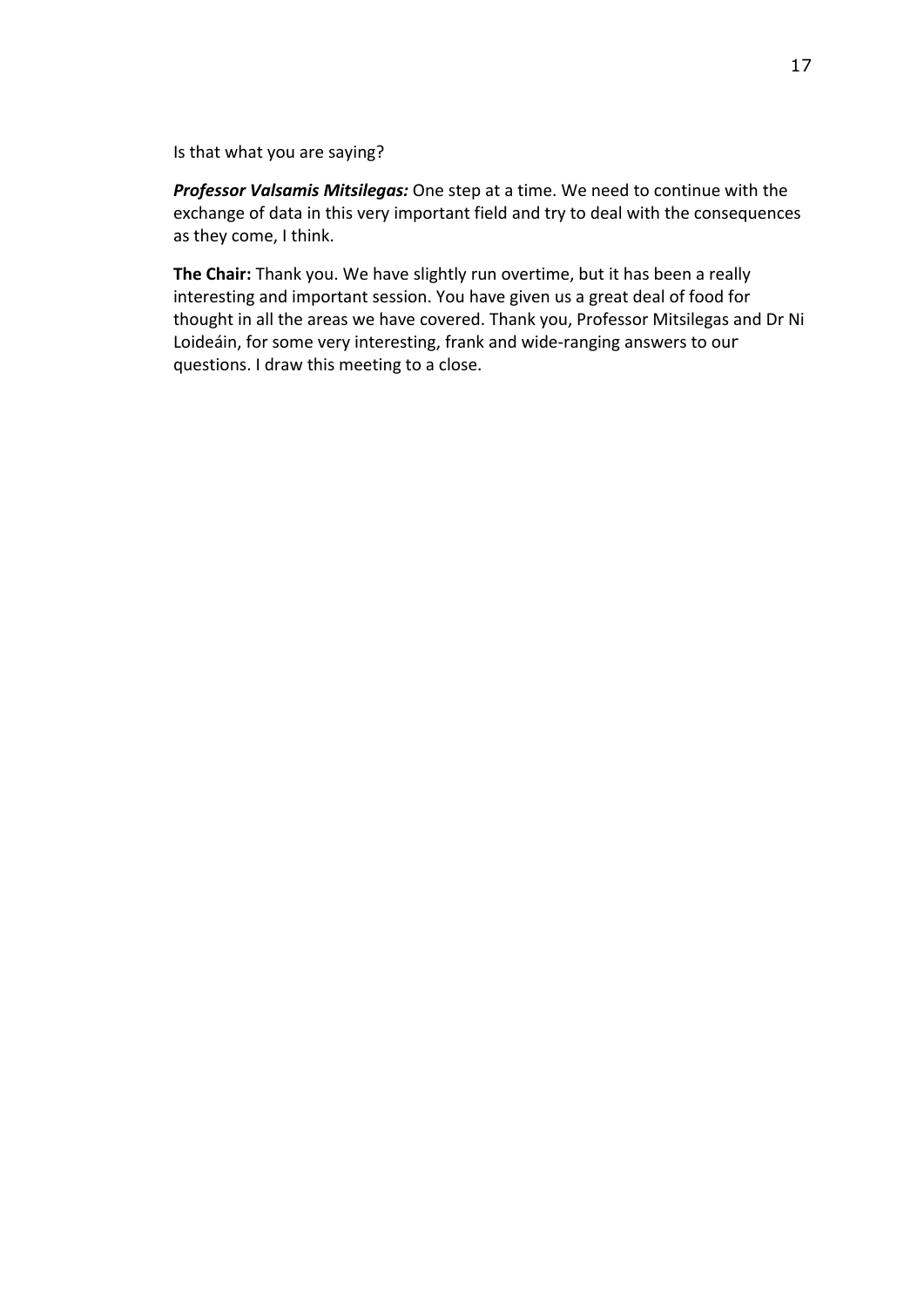Is that what you are saying?

***Professor Valsamis Mitsilegas:*** One step at a time. We need to continue with the exchange of data in this very important field and try to deal with the consequences as they come, I think.

**The Chair:** Thank you. We have slightly run overtime, but it has been a really interesting and important session. You have given us a great deal of food for thought in all the areas we have covered. Thank you, Professor Mitsilegas and Dr Ni Loideáin, for some very interesting, frank and wide-ranging answers to our questions. I draw this meeting to a close.